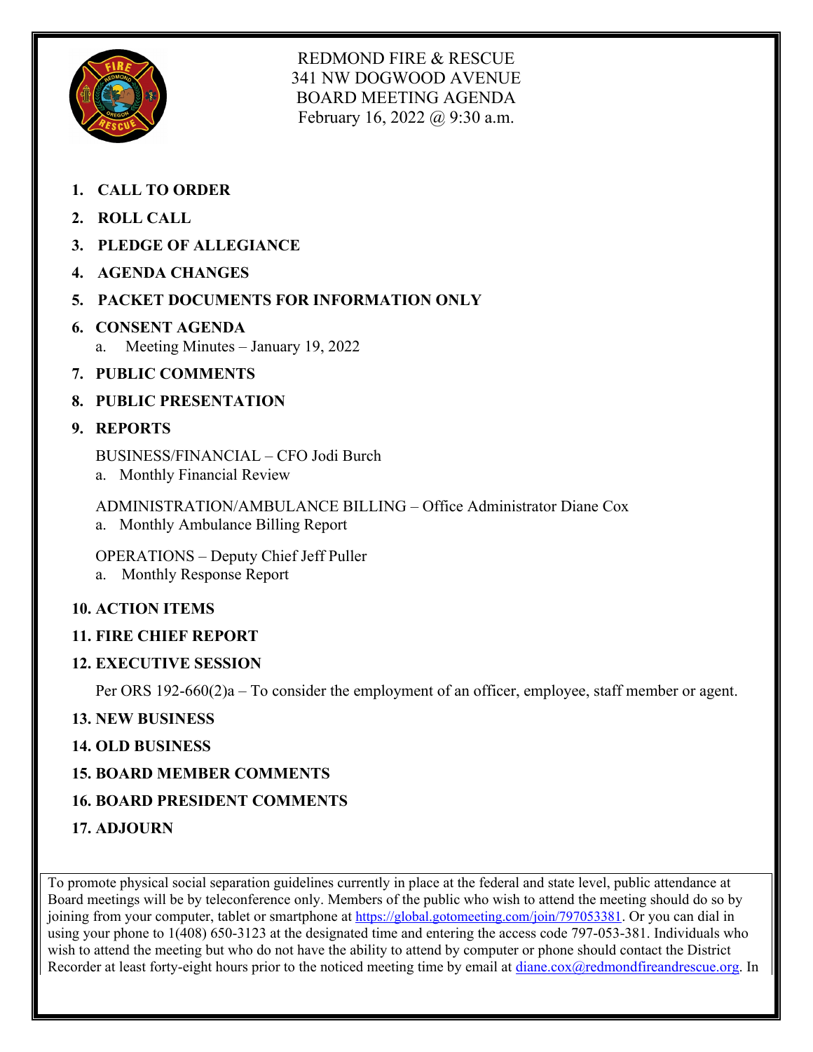REDMOND FIRE & RESCUE
341 NW DOGWOOD AVENUE
BOARD MEETING AGENDA
February 16, 2022 @ 9:30 a.m.

1. **CALL TO ORDER**
2. **ROLL CALL**
3. **PLEDGE OF ALLEGIANCE**
4. **AGENDA CHANGES**
5. **PACKET DOCUMENTS FOR INFORMATION ONLY**
6. **CONSENT AGENDA**
   a. Meeting Minutes – January 19, 2022
7. **PUBLIC COMMENTS**
8. **PUBLIC PRESENTATION**
9. **REPORTS**

   BUSINESS/FINANCIAL – CFO Jodi Burch
   a. Monthly Financial Review

   ADMINISTRATION/AMBULANCE BILLING – Office Administrator Diane Cox
   a. Monthly Ambulance Billing Report

   OPERATIONS – Deputy Chief Jeff Puller
   a. Monthly Response Report

10. **ACTION ITEMS**
11. **FIRE CHIEF REPORT**
12. **EXECUTIVE SESSION**

    Per ORS 192-660(2)a – To consider the employment of an officer, employee, staff member or agent.

13. **NEW BUSINESS**
14. **OLD BUSINESS**
15. **BOARD MEMBER COMMENTS**
16. **BOARD PRESIDENT COMMENTS**
17. **ADJOURN**

To promote physical social separation guidelines currently in place at the federal and state level, public attendance at Board meetings will be by teleconference only. Members of the public who wish to attend the meeting should do so by joining from your computer, tablet or smartphone at https://global.gotomeeting.com/join/797053381. Or you can dial in using your phone to 1(408) 650-3123 at the designated time and entering the access code 797-053-381. Individuals who wish to attend the meeting but who do not have the ability to attend by computer or phone should contact the District Recorder at least forty-eight hours prior to the noticed meeting time by email at diane.cox@redmondfireandrescue.org. In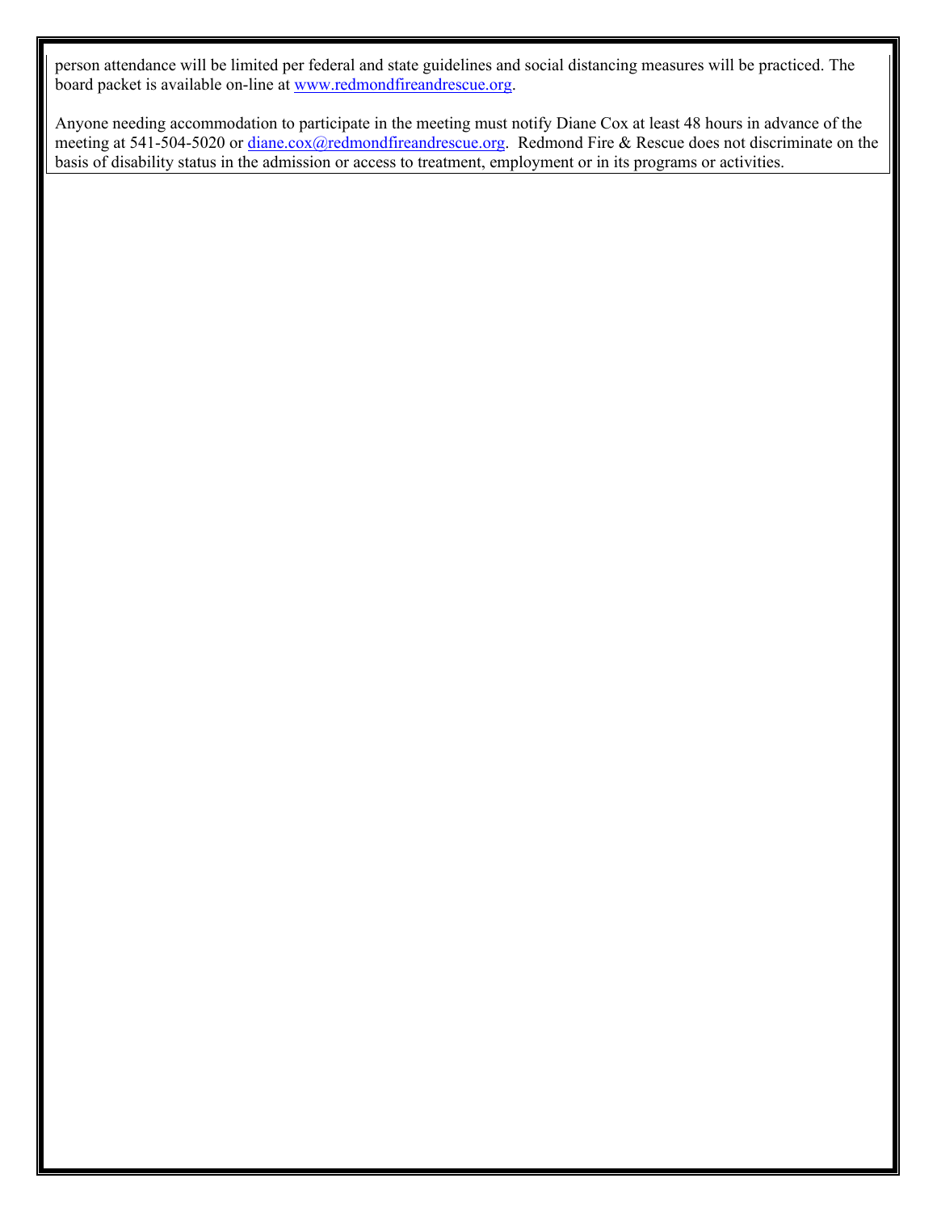person attendance will be limited per federal and state guidelines and social distancing measures will be practiced. The board packet is available on-line at www.redmondfireandrescue.org.

Anyone needing accommodation to participate in the meeting must notify Diane Cox at least 48 hours in advance of the meeting at 541-504-5020 or diane.cox@redmondfireandrescue.org. Redmond Fire & Rescue does not discriminate on the basis of disability status in the admission or access to treatment, employment or in its programs or activities.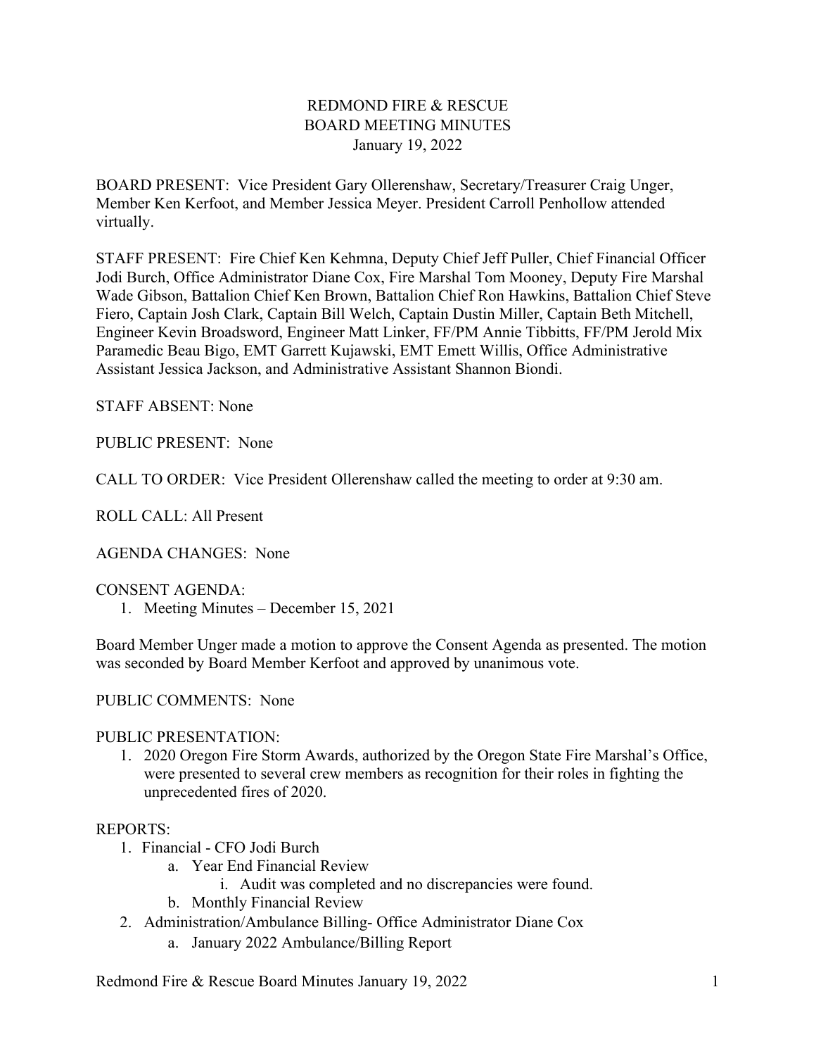# REDMOND FIRE & RESCUE
## BOARD MEETING MINUTES
### January 19, 2022

BOARD PRESENT: Vice President Gary Ollerenshaw, Secretary/Treasurer Craig Unger, Member Ken Kerfoot, and Member Jessica Meyer. President Carroll Penhollow attended virtually.

STAFF PRESENT: Fire Chief Ken Kehmna, Deputy Chief Jeff Puller, Chief Financial Officer Jodi Burch, Office Administrator Diane Cox, Fire Marshal Tom Mooney, Deputy Fire Marshal Wade Gibson, Battalion Chief Ken Brown, Battalion Chief Ron Hawkins, Battalion Chief Steve Fiero, Captain Josh Clark, Captain Bill Welch, Captain Dustin Miller, Captain Beth Mitchell, Engineer Kevin Broadsword, Engineer Matt Linker, FF/PM Annie Tibbitts, FF/PM Jerold Mix Paramedic Beau Bigo, EMT Garrett Kujawski, EMT Emett Willis, Office Administrative Assistant Jessica Jackson, and Administrative Assistant Shannon Biondi.

STAFF ABSENT: None

PUBLIC PRESENT: None

CALL TO ORDER: Vice President Ollerenshaw called the meeting to order at 9:30 am.

ROLL CALL: All Present

AGENDA CHANGES: None

CONSENT AGENDA:
1. Meeting Minutes – December 15, 2021

Board Member Unger made a motion to approve the Consent Agenda as presented. The motion was seconded by Board Member Kerfoot and approved by unanimous vote.

PUBLIC COMMENTS: None

PUBLIC PRESENTATION:
1. 2020 Oregon Fire Storm Awards, authorized by the Oregon State Fire Marshal's Office, were presented to several crew members as recognition for their roles in fighting the unprecedented fires of 2020.

REPORTS:
1. Financial - CFO Jodi Burch
   a. Year End Financial Review
      i. Audit was completed and no discrepancies were found.
   b. Monthly Financial Review
2. Administration/Ambulance Billing- Office Administrator Diane Cox
   a. January 2022 Ambulance/Billing Report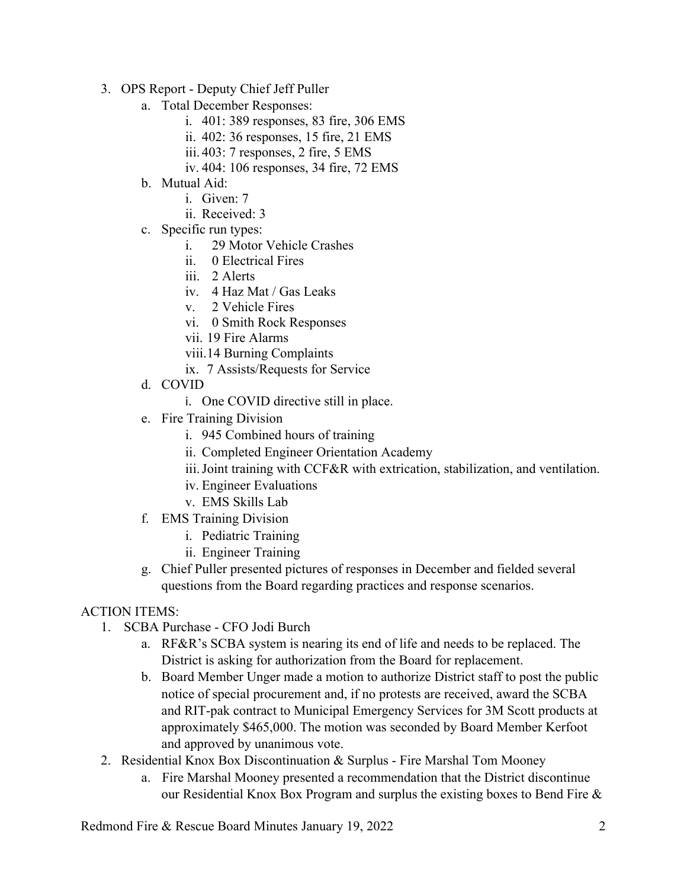3. OPS Report - Deputy Chief Jeff Puller
    a. Total December Responses:
        i. 401: 389 responses, 83 fire, 306 EMS
        ii. 402: 36 responses, 15 fire, 21 EMS
        iii. 403: 7 responses, 2 fire, 5 EMS
        iv. 404: 106 responses, 34 fire, 72 EMS
    b. Mutual Aid:
        i. Given: 7
        ii. Received: 3
    c. Specific run types:
        i. 29 Motor Vehicle Crashes
        ii. 0 Electrical Fires
        iii. 2 Alerts
        iv. 4 Haz Mat / Gas Leaks
        v. 2 Vehicle Fires
        vi. 0 Smith Rock Responses
        vii. 19 Fire Alarms
        viii. 14 Burning Complaints
        ix. 7 Assists/Requests for Service
    d. COVID
        i. One COVID directive still in place.
    e. Fire Training Division
        i. 945 Combined hours of training
        ii. Completed Engineer Orientation Academy
        iii. Joint training with CCF&R with extrication, stabilization, and ventilation.
        iv. Engineer Evaluations
        v. EMS Skills Lab
    f. EMS Training Division
        i. Pediatric Training
        ii. Engineer Training
    g. Chief Puller presented pictures of responses in December and fielded several questions from the Board regarding practices and response scenarios.

ACTION ITEMS:

1. SCBA Purchase - CFO Jodi Burch
    a. RF&R's SCBA system is nearing its end of life and needs to be replaced. The District is asking for authorization from the Board for replacement.
    b. Board Member Unger made a motion to authorize District staff to post the public notice of special procurement and, if no protests are received, award the SCBA and RIT-pak contract to Municipal Emergency Services for 3M Scott products at approximately $465,000. The motion was seconded by Board Member Kerfoot and approved by unanimous vote.
2. Residential Knox Box Discontinuation & Surplus - Fire Marshal Tom Mooney
    a. Fire Marshal Mooney presented a recommendation that the District discontinue our Residential Knox Box Program and surplus the existing boxes to Bend Fire &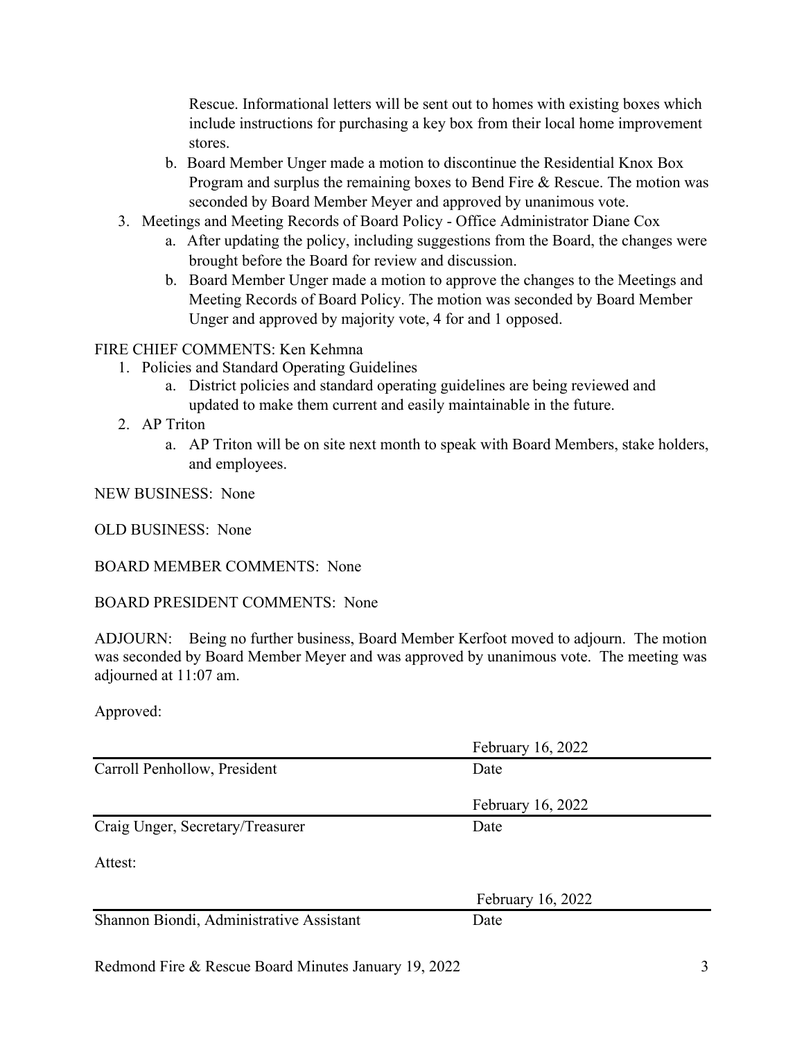Rescue. Informational letters will be sent out to homes with existing boxes which include instructions for purchasing a key box from their local home improvement stores.

   b. Board Member Unger made a motion to discontinue the Residential Knox Box Program and surplus the remaining boxes to Bend Fire & Rescue. The motion was seconded by Board Member Meyer and approved by unanimous vote.

3. Meetings and Meeting Records of Board Policy - Office Administrator Diane Cox
   a. After updating the policy, including suggestions from the Board, the changes were brought before the Board for review and discussion.
   b. Board Member Unger made a motion to approve the changes to the Meetings and Meeting Records of Board Policy. The motion was seconded by Board Member Unger and approved by majority vote, 4 for and 1 opposed.

FIRE CHIEF COMMENTS: Ken Kehmna

1. Policies and Standard Operating Guidelines
   a. District policies and standard operating guidelines are being reviewed and updated to make them current and easily maintainable in the future.
2. AP Triton
   a. AP Triton will be on site next month to speak with Board Members, stake holders, and employees.

NEW BUSINESS: None

OLD BUSINESS: None

BOARD MEMBER COMMENTS: None

BOARD PRESIDENT COMMENTS: None

ADJOURN: Being no further business, Board Member Kerfoot moved to adjourn. The motion was seconded by Board Member Meyer and was approved by unanimous vote. The meeting was adjourned at 11:07 am.

Approved:

| | February 16, 2022 |
|---|---|
| Carroll Penhollow, President | Date |
| | February 16, 2022 |
| Craig Unger, Secretary/Treasurer | Date |

Attest:

| | February 16, 2022 |
|---|---|
| Shannon Biondi, Administrative Assistant | Date |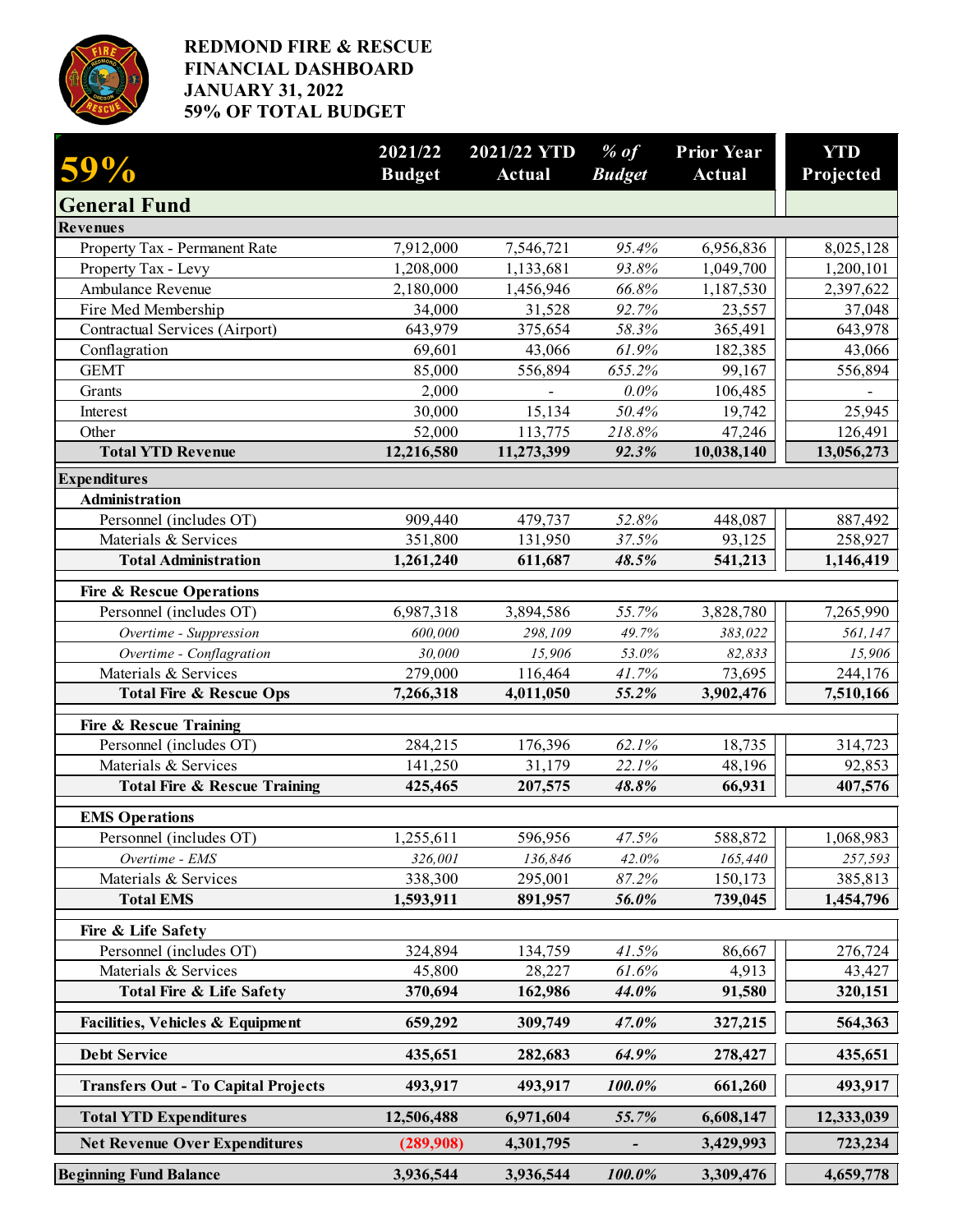# REDMOND FIRE & RESCUE
# FINANCIAL DASHBOARD
# JANUARY 31, 2022
# 59% OF TOTAL BUDGET

| 59% | 2021/22 Budget | 2021/22 YTD Actual | *% of Budget* | Prior Year Actual | YTD Projected |
|---|---|---|---|---|---|
| **General Fund** | | | | | |
| **Revenues** | | | | | |
| Property Tax - Permanent Rate | 7,912,000 | 7,546,721 | *95.4%* | 6,956,836 | 8,025,128 |
| Property Tax - Levy | 1,208,000 | 1,133,681 | *93.8%* | 1,049,700 | 1,200,101 |
| Ambulance Revenue | 2,180,000 | 1,456,946 | *66.8%* | 1,187,530 | 2,397,622 |
| Fire Med Membership | 34,000 | 31,528 | *92.7%* | 23,557 | 37,048 |
| Contractual Services (Airport) | 643,979 | 375,654 | *58.3%* | 365,491 | 643,978 |
| Conflagration | 69,601 | 43,066 | *61.9%* | 182,385 | 43,066 |
| GEMT | 85,000 | 556,894 | *655.2%* | 99,167 | 556,894 |
| Grants | 2,000 | - | *0.0%* | 106,485 | - |
| Interest | 30,000 | 15,134 | *50.4%* | 19,742 | 25,945 |
| Other | 52,000 | 113,775 | *218.8%* | 47,246 | 126,491 |
| **Total YTD Revenue** | **12,216,580** | **11,273,399** | ***92.3%*** | **10,038,140** | **13,056,273** |
| **Expenditures** | | | | | |
| **Administration** | | | | | |
| Personnel (includes OT) | 909,440 | 479,737 | *52.8%* | 448,087 | 887,492 |
| Materials & Services | 351,800 | 131,950 | *37.5%* | 93,125 | 258,927 |
| **Total Administration** | **1,261,240** | **611,687** | ***48.5%*** | **541,213** | **1,146,419** |
| **Fire & Rescue Operations** | | | | | |
| Personnel (includes OT) | 6,987,318 | 3,894,586 | *55.7%* | 3,828,780 | 7,265,990 |
| *Overtime - Suppression* | *600,000* | *298,109* | *49.7%* | *383,022* | *561,147* |
| *Overtime - Conflagration* | *30,000* | *15,906* | *53.0%* | *82,833* | *15,906* |
| Materials & Services | 279,000 | 116,464 | *41.7%* | 73,695 | 244,176 |
| **Total Fire & Rescue Ops** | **7,266,318** | **4,011,050** | ***55.2%*** | **3,902,476** | **7,510,166** |
| **Fire & Rescue Training** | | | | | |
| Personnel (includes OT) | 284,215 | 176,396 | *62.1%* | 18,735 | 314,723 |
| Materials & Services | 141,250 | 31,179 | *22.1%* | 48,196 | 92,853 |
| **Total Fire & Rescue Training** | **425,465** | **207,575** | ***48.8%*** | **66,931** | **407,576** |
| **EMS Operations** | | | | | |
| Personnel (includes OT) | 1,255,611 | 596,956 | *47.5%* | 588,872 | 1,068,983 |
| *Overtime - EMS* | *326,001* | *136,846* | *42.0%* | *165,440* | *257,593* |
| Materials & Services | 338,300 | 295,001 | *87.2%* | 150,173 | 385,813 |
| **Total EMS** | **1,593,911** | **891,957** | ***56.0%*** | **739,045** | **1,454,796** |
| **Fire & Life Safety** | | | | | |
| Personnel (includes OT) | 324,894 | 134,759 | *41.5%* | 86,667 | 276,724 |
| Materials & Services | 45,800 | 28,227 | *61.6%* | 4,913 | 43,427 |
| **Total Fire & Life Safety** | **370,694** | **162,986** | ***44.0%*** | **91,580** | **320,151** |
| **Facilities, Vehicles & Equipment** | **659,292** | **309,749** | ***47.0%*** | **327,215** | **564,363** |
| **Debt Service** | **435,651** | **282,683** | ***64.9%*** | **278,427** | **435,651** |
| **Transfers Out - To Capital Projects** | **493,917** | **493,917** | ***100.0%*** | **661,260** | **493,917** |
| **Total YTD Expenditures** | **12,506,488** | **6,971,604** | ***55.7%*** | **6,608,147** | **12,333,039** |
| **Net Revenue Over Expenditures** | **(289,908)** | **4,301,795** | ***-*** | **3,429,993** | **723,234** |
| **Beginning Fund Balance** | **3,936,544** | **3,936,544** | ***100.0%*** | **3,309,476** | **4,659,778** |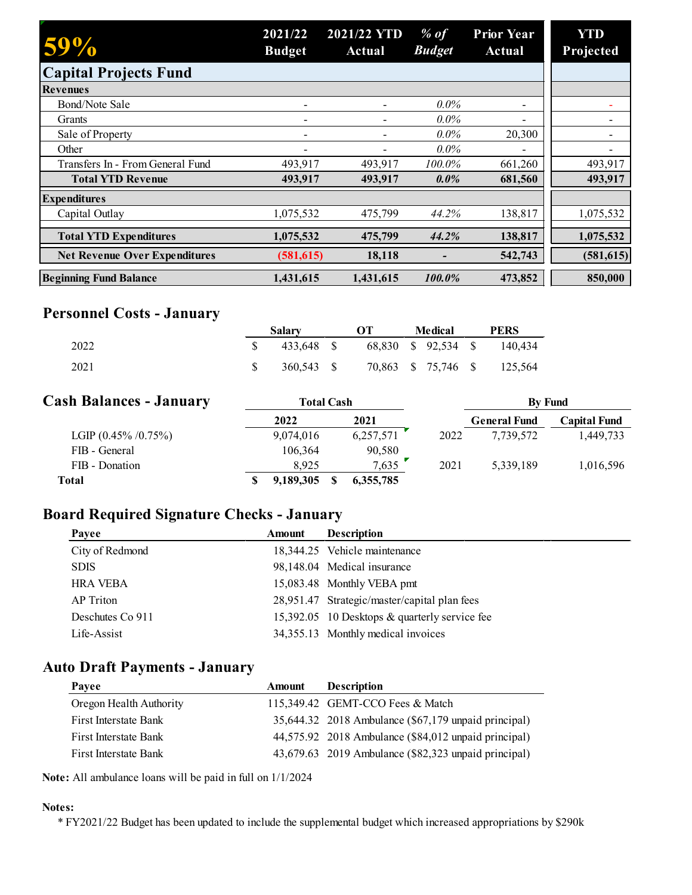| 59% | 2021/22 Budget | 2021/22 YTD Actual | *% of Budget* | Prior Year Actual | YTD Projected |
|---|---|---|---|---|---|
| **Capital Projects Fund** | | | | | |
| **Revenues** | | | | | |
| Bond/Note Sale | - | - | *0.0%* | - | - |
| Grants | - | - | *0.0%* | - | - |
| Sale of Property | - | - | *0.0%* | 20,300 | - |
| Other | - | - | *0.0%* | - | - |
| Transfers In - From General Fund | 493,917 | 493,917 | *100.0%* | 661,260 | 493,917 |
| **Total YTD Revenue** | **493,917** | **493,917** | ***0.0%*** | **681,560** | **493,917** |
| **Expenditures** | | | | | |
| Capital Outlay | 1,075,532 | 475,799 | *44.2%* | 138,817 | 1,075,532 |
| **Total YTD Expenditures** | **1,075,532** | **475,799** | ***44.2%*** | **138,817** | **1,075,532** |
| **Net Revenue Over Expenditures** | **(581,615)** | **18,118** | **-** | **542,743** | **(581,615)** |
| **Beginning Fund Balance** | **1,431,615** | **1,431,615** | ***100.0%*** | **473,852** | **850,000** |

## Personnel Costs - January

| | Salary | OT | Medical | PERS |
|---|---|---|---|---|
| 2022 | $ 433,648 | $ 68,830 | $ 92,534 | $ 140,434 |
| 2021 | $ 360,543 | $ 70,863 | $ 75,746 | $ 125,564 |

## Cash Balances - January

| | Total Cash | |
|---|---|---|
| | 2022 | 2021 |
| LGIP (0.45% /0.75%) | 9,074,016 | 6,257,571 |
| FIB - General | 106,364 | 90,580 |
| FIB - Donation | 8,925 | 7,635 |
| **Total** | **$ 9,189,305** | **$ 6,355,785** |

| By Fund | General Fund | Capital Fund |
|---|---|---|
| 2022 | 7,739,572 | 1,449,733 |
| 2021 | 5,339,189 | 1,016,596 |

## Board Required Signature Checks - January

| Payee | Amount | Description |
|---|---|---|
| City of Redmond | 18,344.25 | Vehicle maintenance |
| SDIS | 98,148.04 | Medical insurance |
| HRA VEBA | 15,083.48 | Monthly VEBA pmt |
| AP Triton | 28,951.47 | Strategic/master/capital plan fees |
| Deschutes Co 911 | 15,392.05 | 10 Desktops & quarterly service fee |
| Life-Assist | 34,355.13 | Monthly medical invoices |

## Auto Draft Payments - January

| Payee | Amount | Description |
|---|---|---|
| Oregon Health Authority | 115,349.42 | GEMT-CCO Fees & Match |
| First Interstate Bank | 35,644.32 | 2018 Ambulance ($67,179 unpaid principal) |
| First Interstate Bank | 44,575.92 | 2018 Ambulance ($84,012 unpaid principal) |
| First Interstate Bank | 43,679.63 | 2019 Ambulance ($82,323 unpaid principal) |

**Note:** All ambulance loans will be paid in full on 1/1/2024

**Notes:**

* FY2021/22 Budget has been updated to include the supplemental budget which increased appropriations by $290k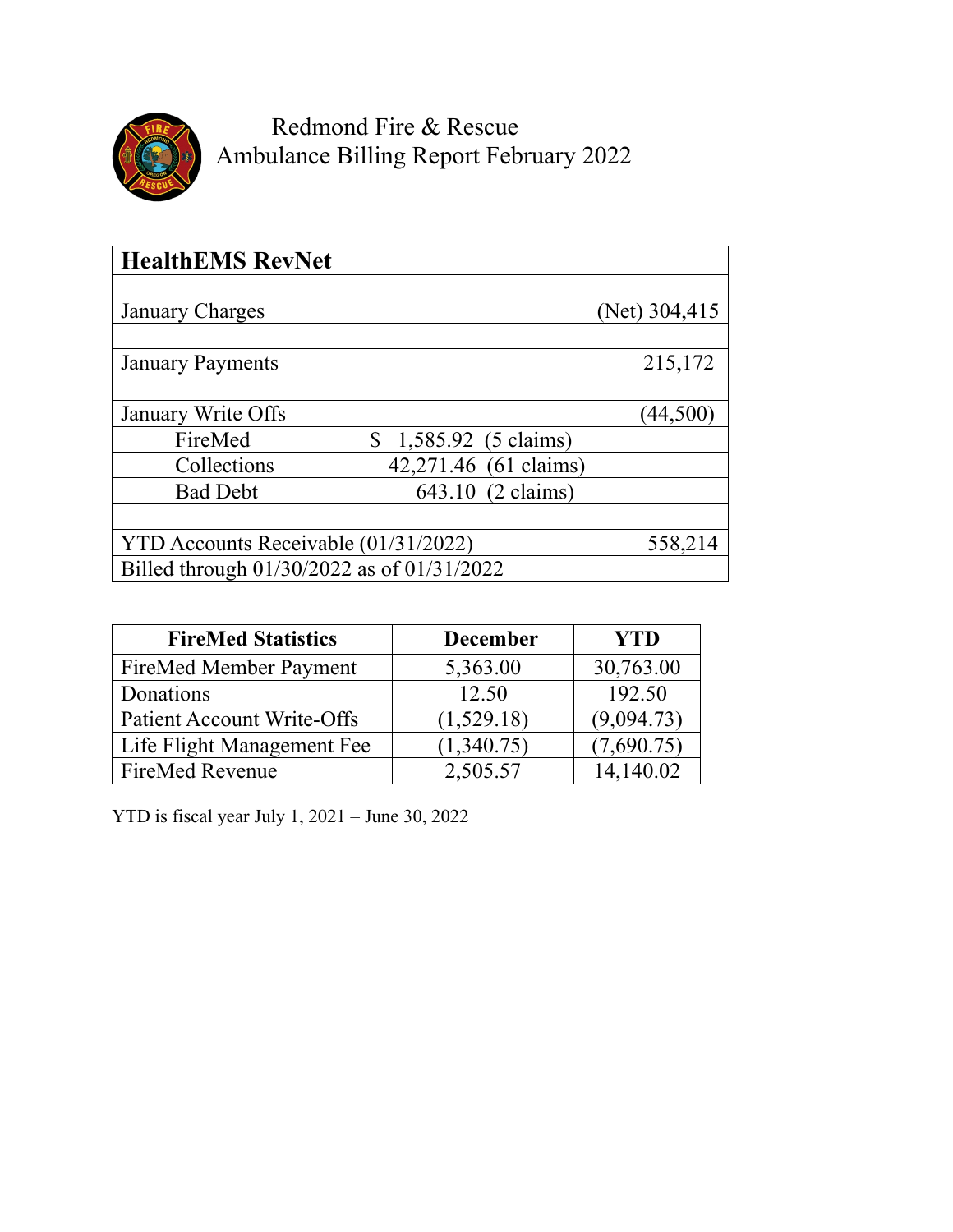# Redmond Fire & Rescue
## Ambulance Billing Report February 2022

| **HealthEMS RevNet** | | |
| --- | --- | --- |
| | | |
| January Charges | | (Net) 304,415 |
| | | |
| January Payments | | 215,172 |
| | | |
| January Write Offs | | (44,500) |
| FireMed | $ 1,585.92 (5 claims) | |
| Collections | 42,271.46 (61 claims) | |
| Bad Debt | 643.10 (2 claims) | |
| | | |
| YTD Accounts Receivable (01/31/2022) | | 558,214 |
| Billed through 01/30/2022 as of 01/31/2022 | | |

| FireMed Statistics | December | YTD |
| --- | --- | --- |
| FireMed Member Payment | 5,363.00 | 30,763.00 |
| Donations | 12.50 | 192.50 |
| Patient Account Write-Offs | (1,529.18) | (9,094.73) |
| Life Flight Management Fee | (1,340.75) | (7,690.75) |
| FireMed Revenue | 2,505.57 | 14,140.02 |

YTD is fiscal year July 1, 2021 – June 30, 2022